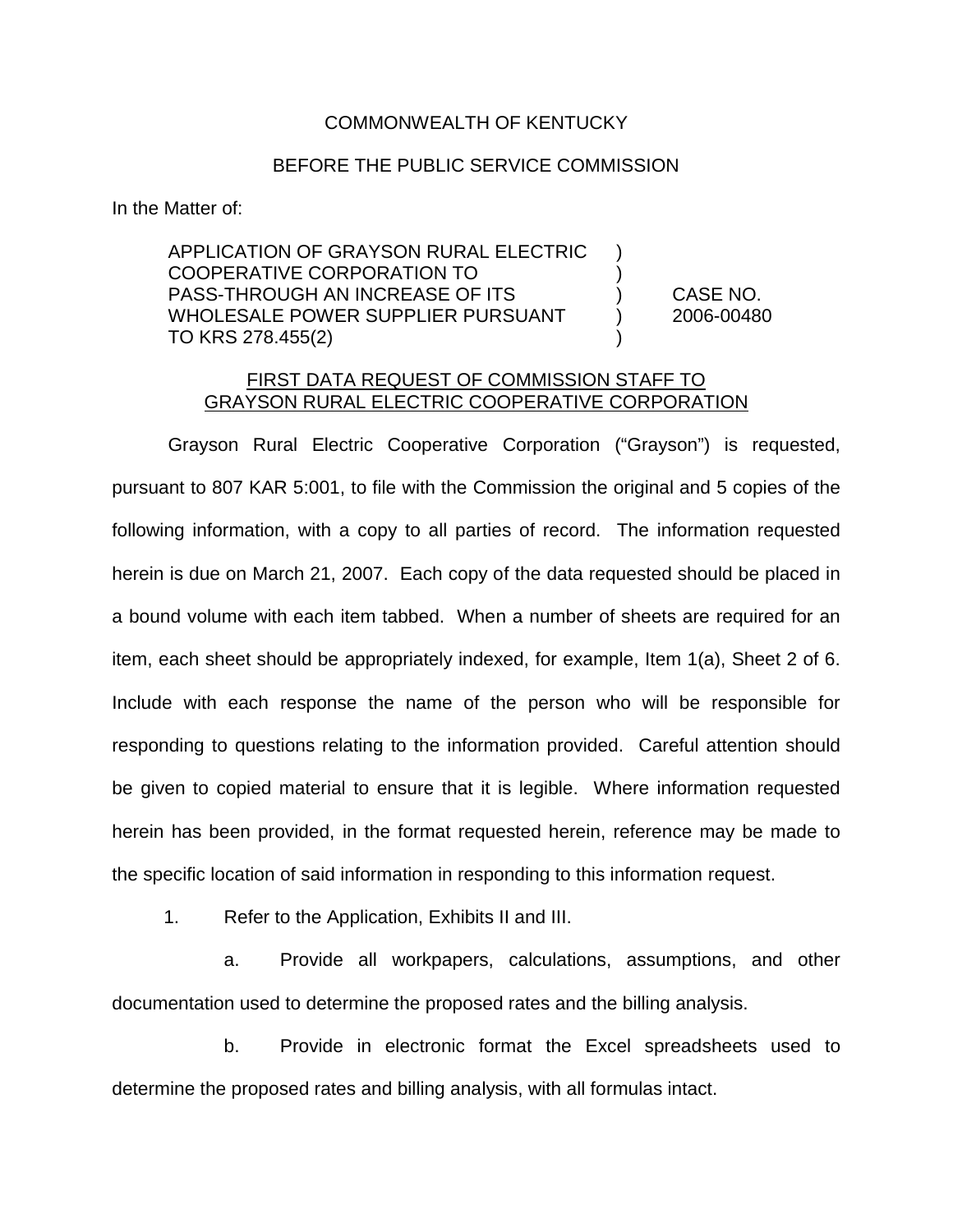COMMONWEALTH OF KENTUCKY

BEFORE THE PUBLIC SERVICE COMMISSION

In the Matter of:

| | | |
|---|---|---|
| APPLICATION OF GRAYSON RURAL ELECTRIC COOPERATIVE CORPORATION TO PASS-THROUGH AN INCREASE OF ITS WHOLESALE POWER SUPPLIER PURSUANT TO KRS 278.455(2) | ) | CASE NO. 2006-00480 |

FIRST DATA REQUEST OF COMMISSION STAFF TO GRAYSON RURAL ELECTRIC COOPERATIVE CORPORATION

Grayson Rural Electric Cooperative Corporation ("Grayson") is requested, pursuant to 807 KAR 5:001, to file with the Commission the original and 5 copies of the following information, with a copy to all parties of record. The information requested herein is due on March 21, 2007. Each copy of the data requested should be placed in a bound volume with each item tabbed. When a number of sheets are required for an item, each sheet should be appropriately indexed, for example, Item 1(a), Sheet 2 of 6. Include with each response the name of the person who will be responsible for responding to questions relating to the information provided. Careful attention should be given to copied material to ensure that it is legible. Where information requested herein has been provided, in the format requested herein, reference may be made to the specific location of said information in responding to this information request.

1. Refer to the Application, Exhibits II and III.

   a. Provide all workpapers, calculations, assumptions, and other documentation used to determine the proposed rates and the billing analysis.

   b. Provide in electronic format the Excel spreadsheets used to determine the proposed rates and billing analysis, with all formulas intact.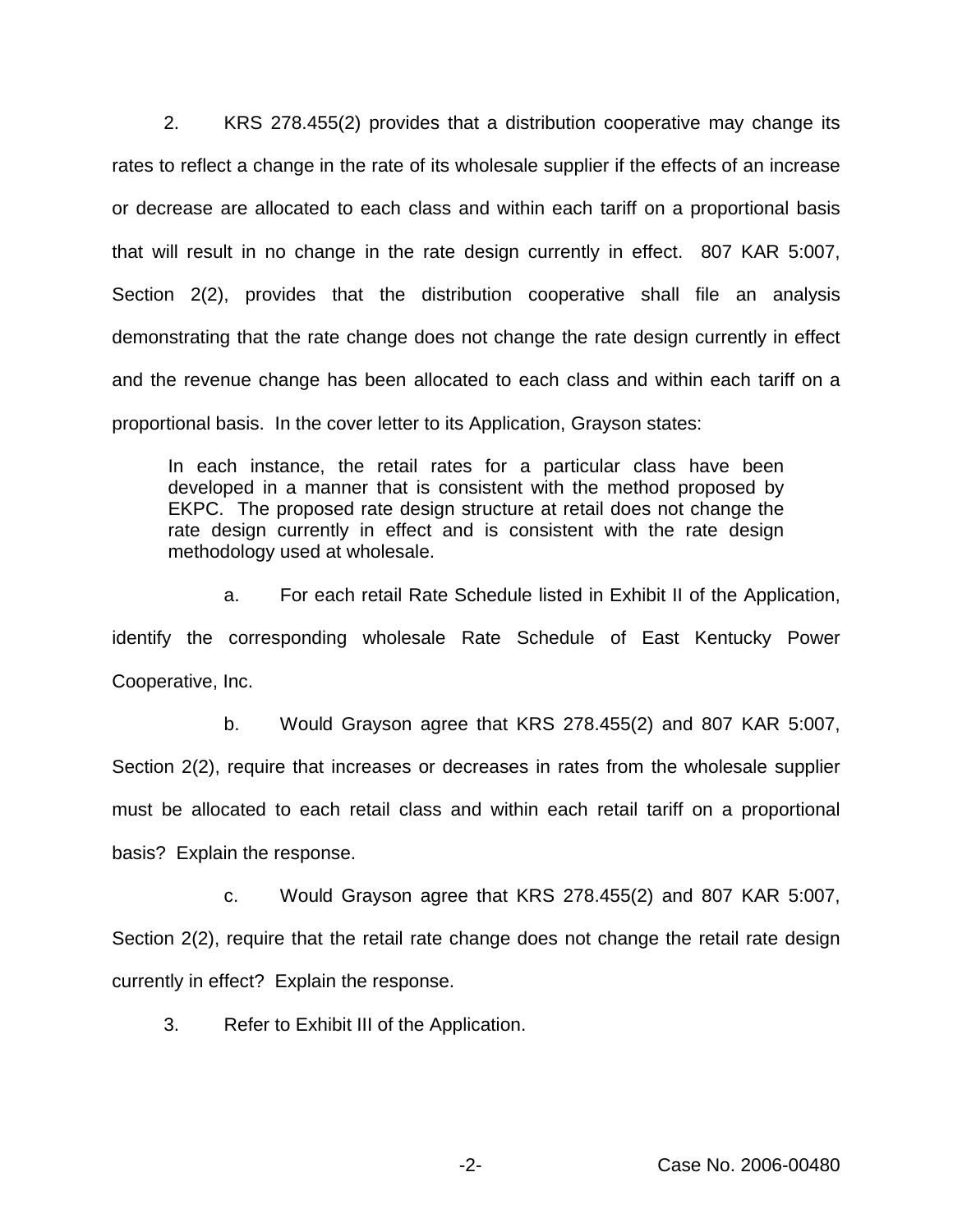2. KRS 278.455(2) provides that a distribution cooperative may change its rates to reflect a change in the rate of its wholesale supplier if the effects of an increase or decrease are allocated to each class and within each tariff on a proportional basis that will result in no change in the rate design currently in effect. 807 KAR 5:007, Section 2(2), provides that the distribution cooperative shall file an analysis demonstrating that the rate change does not change the rate design currently in effect and the revenue change has been allocated to each class and within each tariff on a proportional basis. In the cover letter to its Application, Grayson states:

> In each instance, the retail rates for a particular class have been developed in a manner that is consistent with the method proposed by EKPC. The proposed rate design structure at retail does not change the rate design currently in effect and is consistent with the rate design methodology used at wholesale.

a. For each retail Rate Schedule listed in Exhibit II of the Application, identify the corresponding wholesale Rate Schedule of East Kentucky Power Cooperative, Inc.

b. Would Grayson agree that KRS 278.455(2) and 807 KAR 5:007, Section 2(2), require that increases or decreases in rates from the wholesale supplier must be allocated to each retail class and within each retail tariff on a proportional basis? Explain the response.

c. Would Grayson agree that KRS 278.455(2) and 807 KAR 5:007, Section 2(2), require that the retail rate change does not change the retail rate design currently in effect? Explain the response.

3. Refer to Exhibit III of the Application.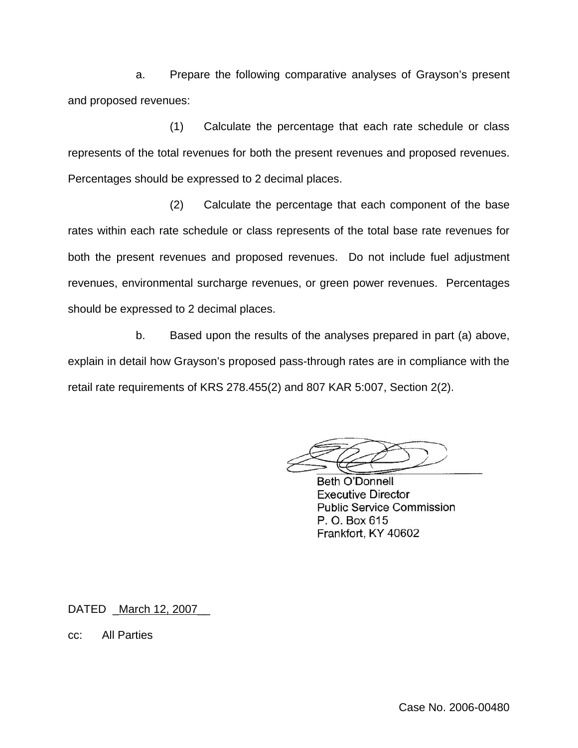a. Prepare the following comparative analyses of Grayson's present and proposed revenues:

(1) Calculate the percentage that each rate schedule or class represents of the total revenues for both the present revenues and proposed revenues. Percentages should be expressed to 2 decimal places.

(2) Calculate the percentage that each component of the base rates within each rate schedule or class represents of the total base rate revenues for both the present revenues and proposed revenues. Do not include fuel adjustment revenues, environmental surcharge revenues, or green power revenues. Percentages should be expressed to 2 decimal places.

b. Based upon the results of the analyses prepared in part (a) above, explain in detail how Grayson's proposed pass-through rates are in compliance with the retail rate requirements of KRS 278.455(2) and 807 KAR 5:007, Section 2(2).

Beth O'Donnell
Executive Director
Public Service Commission
P. O. Box 615
Frankfort, KY 40602

DATED _March 12, 2007__

cc: All Parties

Case No. 2006-00480